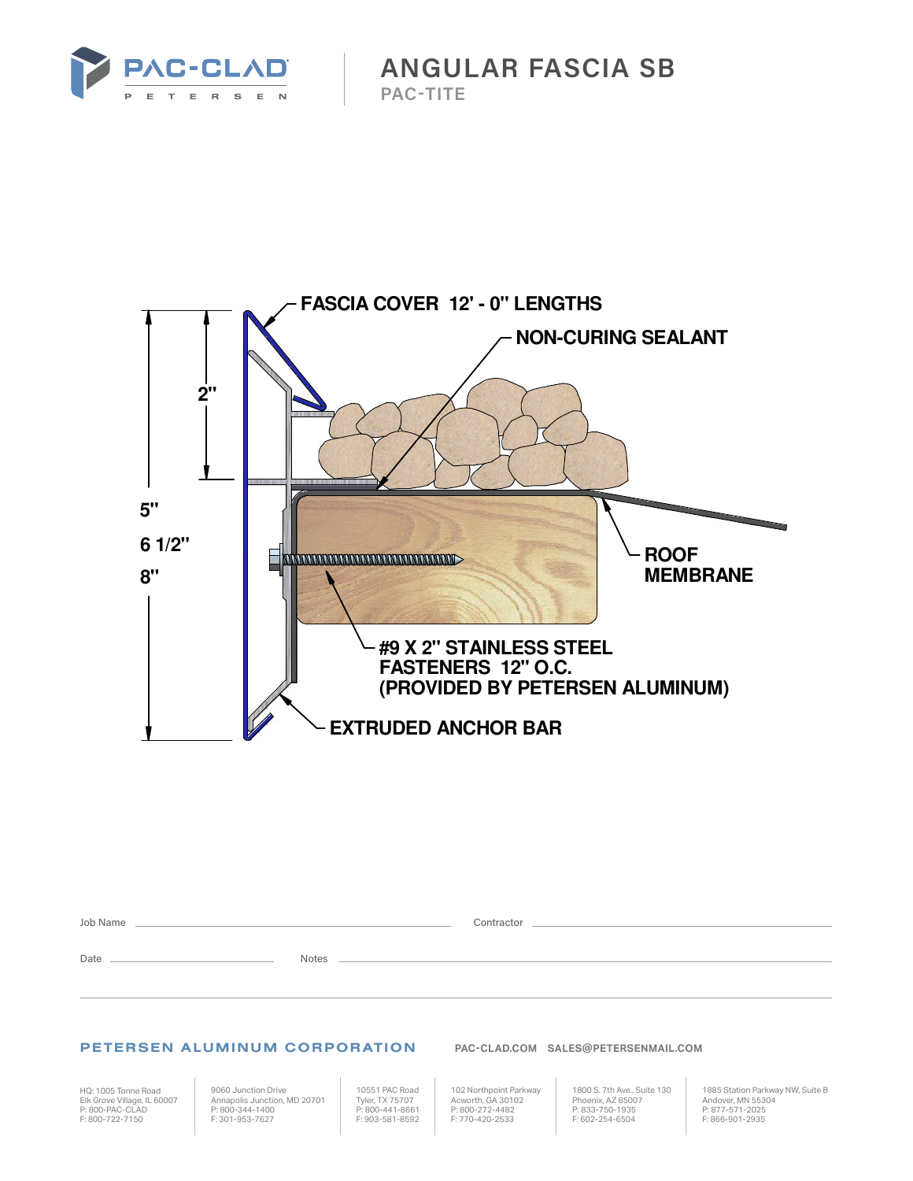PAC-CLAD

PETERSEN

# ANGULAR FASCIA SB

## PAC-TITE

FASCIA COVER 12' - 0" LENGTHS

NON-CURING SEALANT

2"

5"

6 1/2"

8"

ROOF MEMBRANE

#9 X 2" STAINLESS STEEL FASTENERS 12" O.C. (PROVIDED BY PETERSEN ALUMINUM)

EXTRUDED ANCHOR BAR

Job Name ______________________ Contractor ______________________

Date ______________ Notes ______________________

**PETERSEN ALUMINUM CORPORATION**

PAC-CLAD.COM SALES@PETERSENMAIL.COM

HQ: 1005 Tonne Road
Elk Grove Village, IL 60007
P: 800-PAC-CLAD
F: 800-722-7150

9060 Junction Drive
Annapolis Junction, MD 20701
P: 800-344-1400
F: 301-953-7627

10551 PAC Road
Tyler, TX 75707
P: 800-441-8661
F: 903-581-8592

102 Northpoint Parkway
Acworth, GA 30102
P: 800-272-4482
F: 770-420-2533

1800 S. 7th Ave., Suite 130
Phoenix, AZ 85007
P: 833-750-1935
F: 602-254-6504

1885 Station Parkway NW, Suite B
Andover, MN 55304
P: 877-571-2025
F: 866-901-2935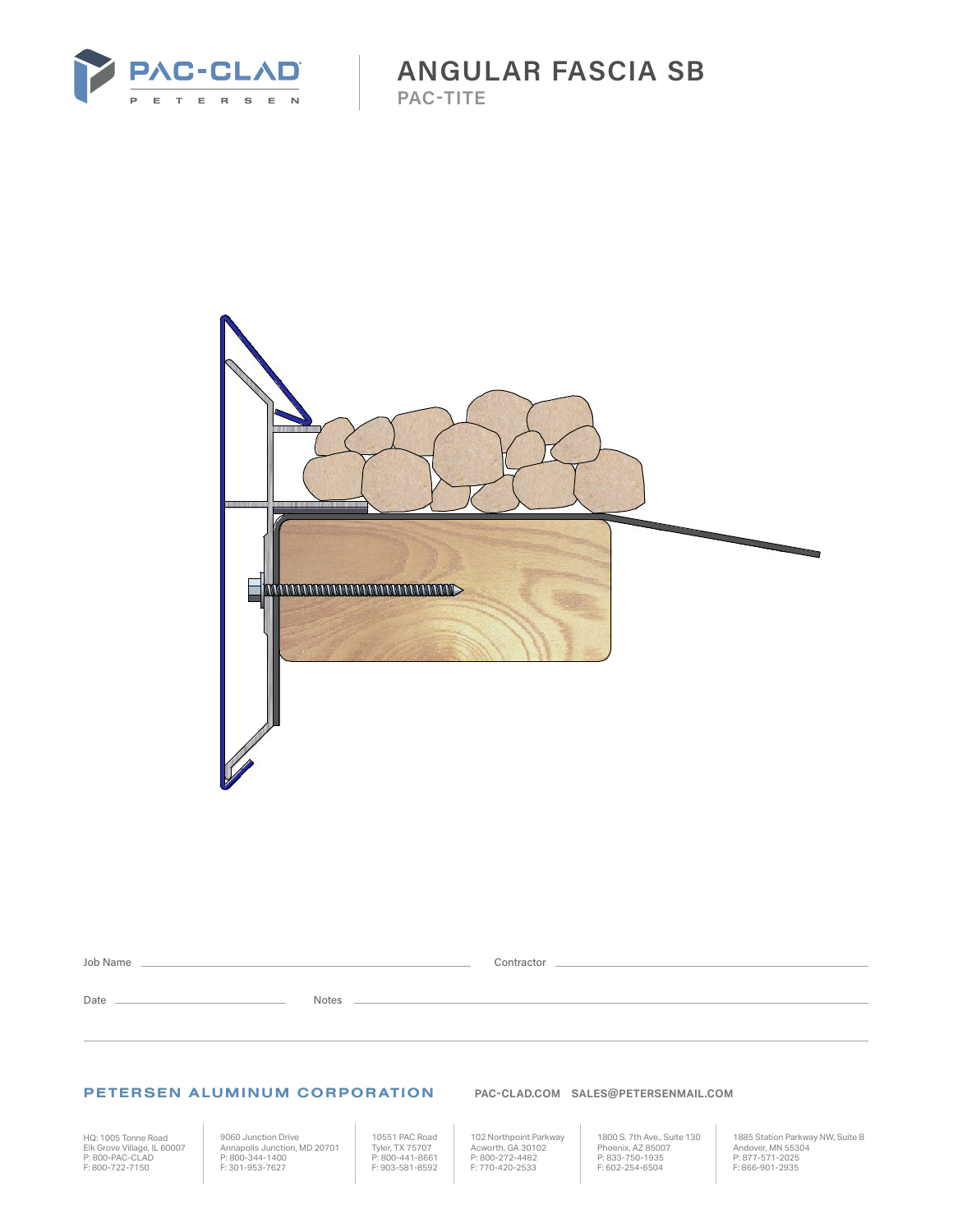# ANGULAR FASCIA SB

## PAC-TITE

Job Name

Contractor

Date

Notes

**PETERSEN ALUMINUM CORPORATION**

PAC-CLAD.COM SALES@PETERSENMAIL.COM

HQ: 1005 Tonne Road
Elk Grove Village, IL 60007
P: 800-PAC-CLAD
F: 800-722-7150

9060 Junction Drive
Annapolis Junction, MD 20701
P: 800-344-1400
F: 301-953-7627

10551 PAC Road
Tyler, TX 75707
P: 800-441-8661
F: 903-581-8592

102 Northpoint Parkway
Acworth, GA 30102
P: 800-272-4482
F: 770-420-2533

1800 S. 7th Ave., Suite 130
Phoenix, AZ 85007
P: 833-750-1935
F: 602-254-6504

1885 Station Parkway NW, Suite B
Andover, MN 55304
P: 877-571-2025
F: 866-901-2935